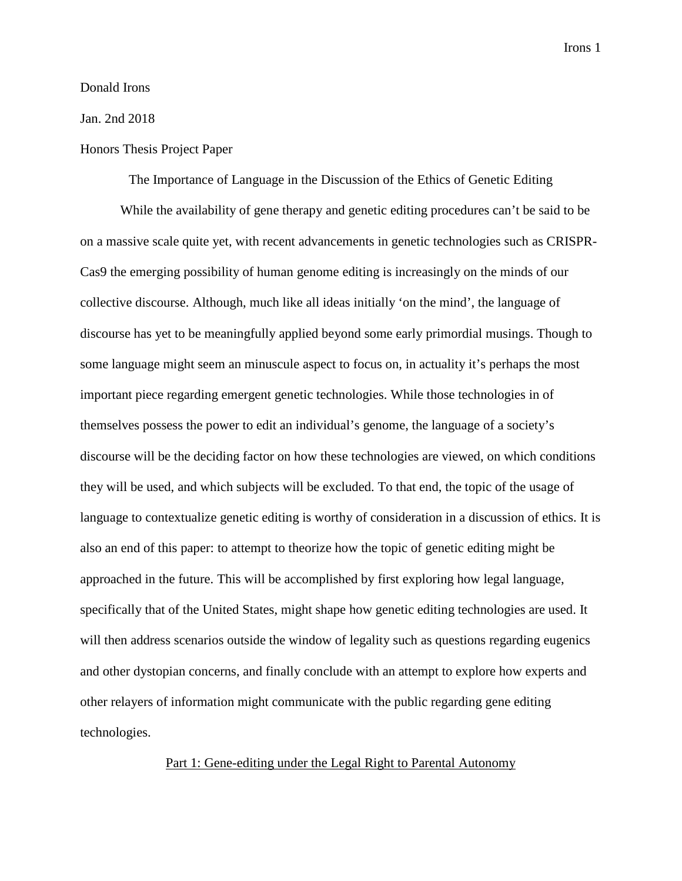Donald Irons

Jan. 2nd 2018

Honors Thesis Project Paper

# The Importance of Language in the Discussion of the Ethics of Genetic Editing

While the availability of gene therapy and genetic editing procedures can't be said to be on a massive scale quite yet, with recent advancements in genetic technologies such as CRISPR-Cas9 the emerging possibility of human genome editing is increasingly on the minds of our collective discourse. Although, much like all ideas initially 'on the mind', the language of discourse has yet to be meaningfully applied beyond some early primordial musings. Though to some language might seem an minuscule aspect to focus on, in actuality it's perhaps the most important piece regarding emergent genetic technologies. While those technologies in of themselves possess the power to edit an individual's genome, the language of a society's discourse will be the deciding factor on how these technologies are viewed, on which conditions they will be used, and which subjects will be excluded. To that end, the topic of the usage of language to contextualize genetic editing is worthy of consideration in a discussion of ethics. It is also an end of this paper: to attempt to theorize how the topic of genetic editing might be approached in the future. This will be accomplished by first exploring how legal language, specifically that of the United States, might shape how genetic editing technologies are used. It will then address scenarios outside the window of legality such as questions regarding eugenics and other dystopian concerns, and finally conclude with an attempt to explore how experts and other relayers of information might communicate with the public regarding gene editing technologies.

## Part 1: Gene-editing under the Legal Right to Parental Autonomy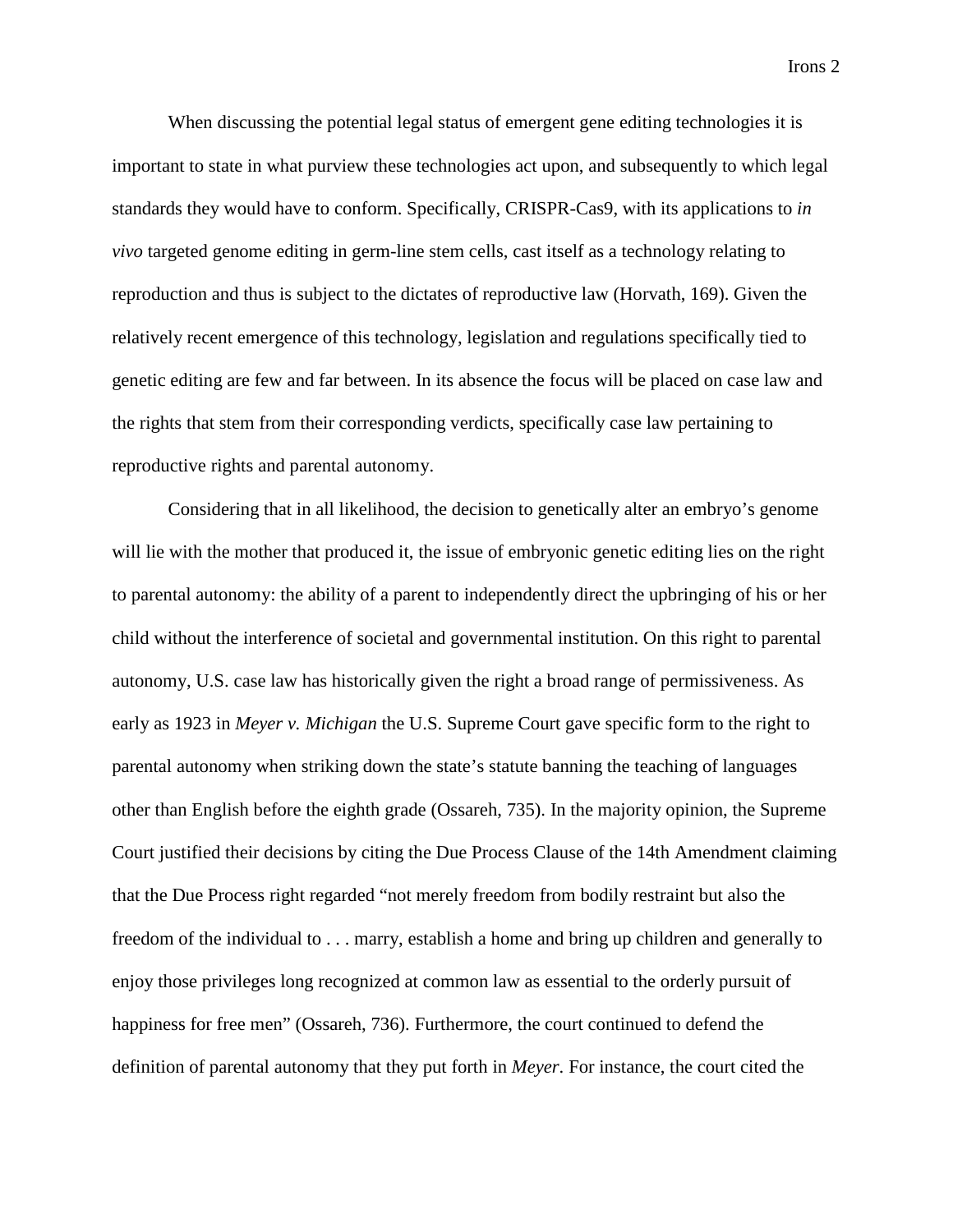When discussing the potential legal status of emergent gene editing technologies it is important to state in what purview these technologies act upon, and subsequently to which legal standards they would have to conform. Specifically, CRISPR-Cas9, with its applications to *in vivo* targeted genome editing in germ-line stem cells, cast itself as a technology relating to reproduction and thus is subject to the dictates of reproductive law (Horvath, 169). Given the relatively recent emergence of this technology, legislation and regulations specifically tied to genetic editing are few and far between. In its absence the focus will be placed on case law and the rights that stem from their corresponding verdicts, specifically case law pertaining to reproductive rights and parental autonomy.

Considering that in all likelihood, the decision to genetically alter an embryo's genome will lie with the mother that produced it, the issue of embryonic genetic editing lies on the right to parental autonomy: the ability of a parent to independently direct the upbringing of his or her child without the interference of societal and governmental institution. On this right to parental autonomy, U.S. case law has historically given the right a broad range of permissiveness. As early as 1923 in *Meyer v. Michigan* the U.S. Supreme Court gave specific form to the right to parental autonomy when striking down the state's statute banning the teaching of languages other than English before the eighth grade (Ossareh, 735). In the majority opinion, the Supreme Court justified their decisions by citing the Due Process Clause of the 14th Amendment claiming that the Due Process right regarded "not merely freedom from bodily restraint but also the freedom of the individual to . . . marry, establish a home and bring up children and generally to enjoy those privileges long recognized at common law as essential to the orderly pursuit of happiness for free men" (Ossareh, 736). Furthermore, the court continued to defend the definition of parental autonomy that they put forth in *Meyer*. For instance, the court cited the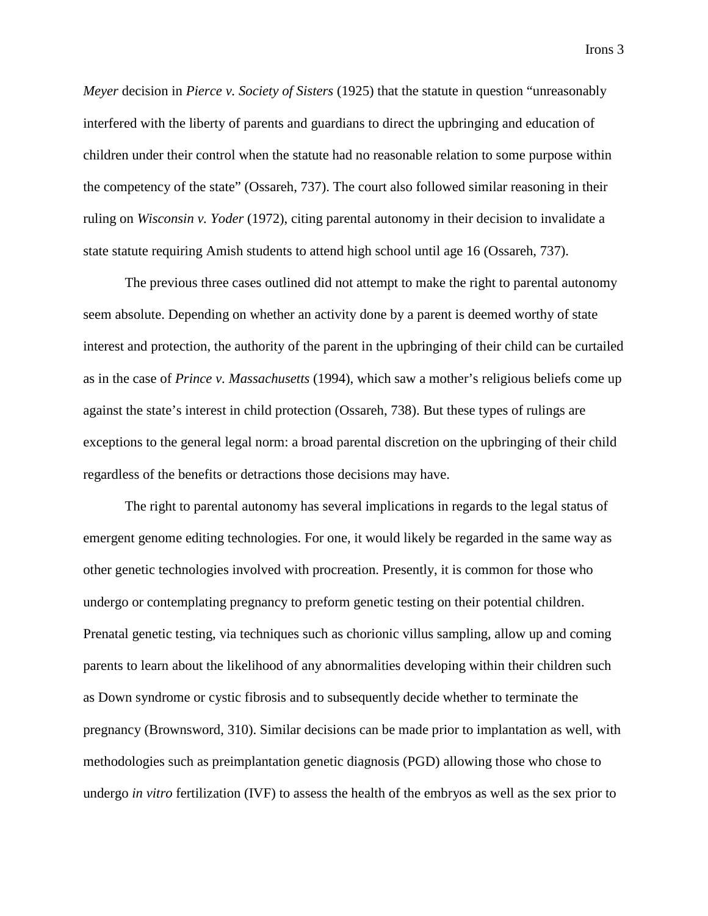*Meyer* decision in *Pierce v. Society of Sisters* (1925) that the statute in question "unreasonably interfered with the liberty of parents and guardians to direct the upbringing and education of children under their control when the statute had no reasonable relation to some purpose within the competency of the state" (Ossareh, 737). The court also followed similar reasoning in their ruling on *Wisconsin v. Yoder* (1972), citing parental autonomy in their decision to invalidate a state statute requiring Amish students to attend high school until age 16 (Ossareh, 737).

The previous three cases outlined did not attempt to make the right to parental autonomy seem absolute. Depending on whether an activity done by a parent is deemed worthy of state interest and protection, the authority of the parent in the upbringing of their child can be curtailed as in the case of *Prince v. Massachusetts* (1994), which saw a mother's religious beliefs come up against the state's interest in child protection (Ossareh, 738). But these types of rulings are exceptions to the general legal norm: a broad parental discretion on the upbringing of their child regardless of the benefits or detractions those decisions may have.

The right to parental autonomy has several implications in regards to the legal status of emergent genome editing technologies. For one, it would likely be regarded in the same way as other genetic technologies involved with procreation. Presently, it is common for those who undergo or contemplating pregnancy to preform genetic testing on their potential children. Prenatal genetic testing, via techniques such as chorionic villus sampling, allow up and coming parents to learn about the likelihood of any abnormalities developing within their children such as Down syndrome or cystic fibrosis and to subsequently decide whether to terminate the pregnancy (Brownsword, 310). Similar decisions can be made prior to implantation as well, with methodologies such as preimplantation genetic diagnosis (PGD) allowing those who chose to undergo *in vitro* fertilization (IVF) to assess the health of the embryos as well as the sex prior to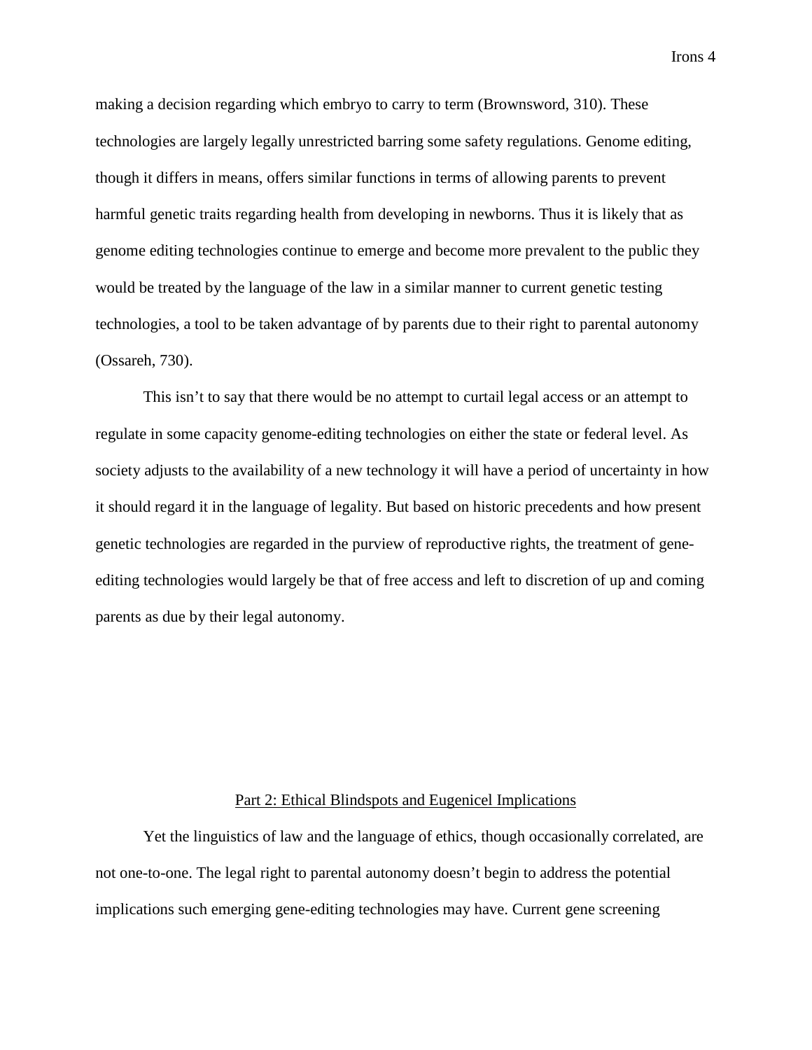making a decision regarding which embryo to carry to term (Brownsword, 310). These technologies are largely legally unrestricted barring some safety regulations. Genome editing, though it differs in means, offers similar functions in terms of allowing parents to prevent harmful genetic traits regarding health from developing in newborns. Thus it is likely that as genome editing technologies continue to emerge and become more prevalent to the public they would be treated by the language of the law in a similar manner to current genetic testing technologies, a tool to be taken advantage of by parents due to their right to parental autonomy (Ossareh, 730).

This isn't to say that there would be no attempt to curtail legal access or an attempt to regulate in some capacity genome-editing technologies on either the state or federal level. As society adjusts to the availability of a new technology it will have a period of uncertainty in how it should regard it in the language of legality. But based on historic precedents and how present genetic technologies are regarded in the purview of reproductive rights, the treatment of gene-editing technologies would largely be that of free access and left to discretion of up and coming parents as due by their legal autonomy.

## Part 2: Ethical Blindspots and Eugenicel Implications

Yet the linguistics of law and the language of ethics, though occasionally correlated, are not one-to-one. The legal right to parental autonomy doesn't begin to address the potential implications such emerging gene-editing technologies may have. Current gene screening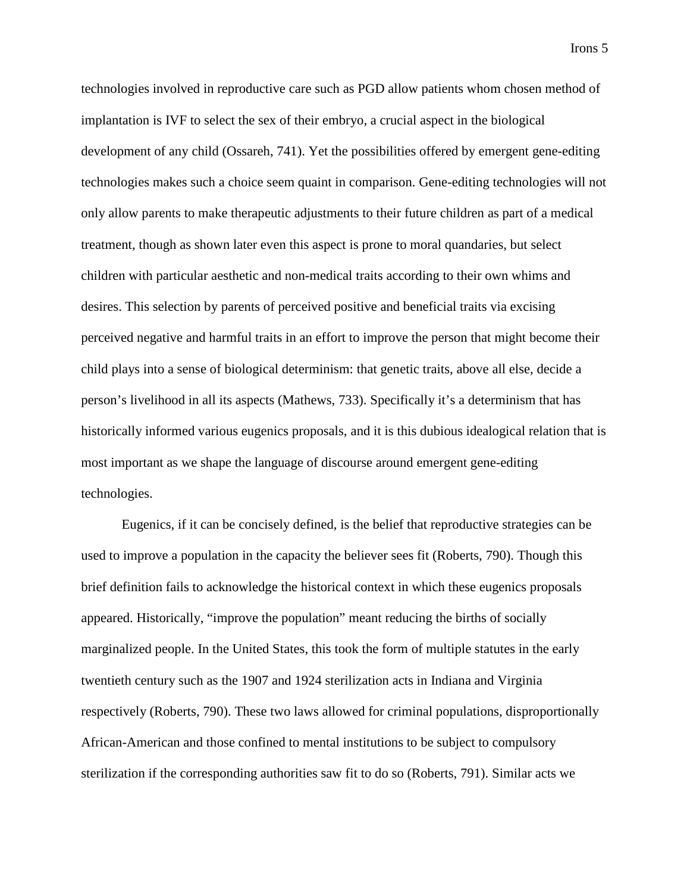technologies involved in reproductive care such as PGD allow patients whom chosen method of implantation is IVF to select the sex of their embryo, a crucial aspect in the biological development of any child (Ossareh, 741). Yet the possibilities offered by emergent gene-editing technologies makes such a choice seem quaint in comparison. Gene-editing technologies will not only allow parents to make therapeutic adjustments to their future children as part of a medical treatment, though as shown later even this aspect is prone to moral quandaries, but select children with particular aesthetic and non-medical traits according to their own whims and desires. This selection by parents of perceived positive and beneficial traits via excising perceived negative and harmful traits in an effort to improve the person that might become their child plays into a sense of biological determinism: that genetic traits, above all else, decide a person's livelihood in all its aspects (Mathews, 733). Specifically it's a determinism that has historically informed various eugenics proposals, and it is this dubious idealogical relation that is most important as we shape the language of discourse around emergent gene-editing technologies.

Eugenics, if it can be concisely defined, is the belief that reproductive strategies can be used to improve a population in the capacity the believer sees fit (Roberts, 790). Though this brief definition fails to acknowledge the historical context in which these eugenics proposals appeared. Historically, "improve the population" meant reducing the births of socially marginalized people. In the United States, this took the form of multiple statutes in the early twentieth century such as the 1907 and 1924 sterilization acts in Indiana and Virginia respectively (Roberts, 790). These two laws allowed for criminal populations, disproportionally African-American and those confined to mental institutions to be subject to compulsory sterilization if the corresponding authorities saw fit to do so (Roberts, 791). Similar acts we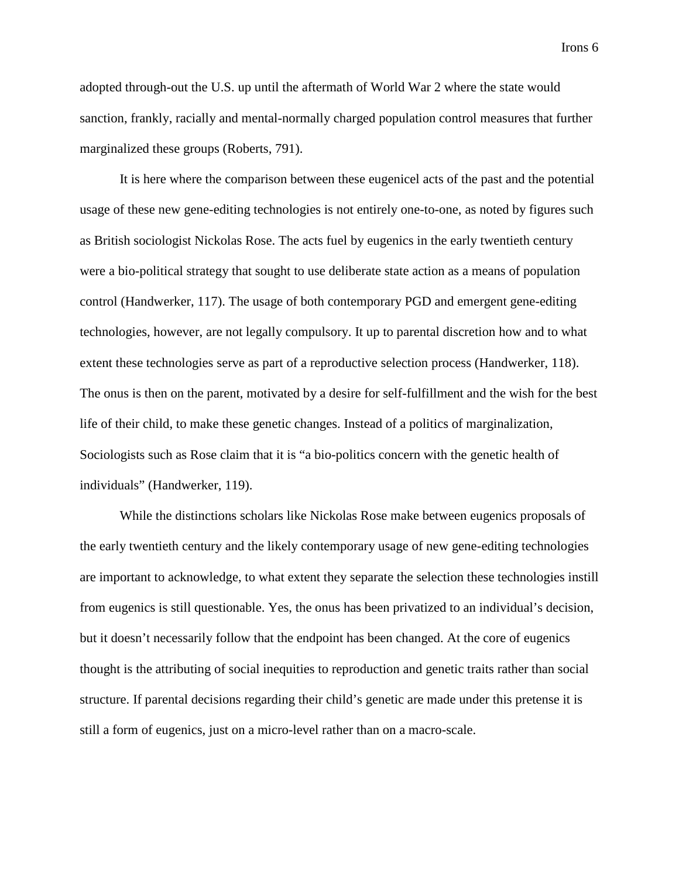adopted through-out the U.S. up until the aftermath of World War 2 where the state would sanction, frankly, racially and mental-normally charged population control measures that further marginalized these groups (Roberts, 791).

It is here where the comparison between these eugenicel acts of the past and the potential usage of these new gene-editing technologies is not entirely one-to-one, as noted by figures such as British sociologist Nickolas Rose. The acts fuel by eugenics in the early twentieth century were a bio-political strategy that sought to use deliberate state action as a means of population control (Handwerker, 117). The usage of both contemporary PGD and emergent gene-editing technologies, however, are not legally compulsory. It up to parental discretion how and to what extent these technologies serve as part of a reproductive selection process (Handwerker, 118). The onus is then on the parent, motivated by a desire for self-fulfillment and the wish for the best life of their child, to make these genetic changes. Instead of a politics of marginalization, Sociologists such as Rose claim that it is "a bio-politics concern with the genetic health of individuals" (Handwerker, 119).

While the distinctions scholars like Nickolas Rose make between eugenics proposals of the early twentieth century and the likely contemporary usage of new gene-editing technologies are important to acknowledge, to what extent they separate the selection these technologies instill from eugenics is still questionable. Yes, the onus has been privatized to an individual's decision, but it doesn't necessarily follow that the endpoint has been changed. At the core of eugenics thought is the attributing of social inequities to reproduction and genetic traits rather than social structure. If parental decisions regarding their child's genetic are made under this pretense it is still a form of eugenics, just on a micro-level rather than on a macro-scale.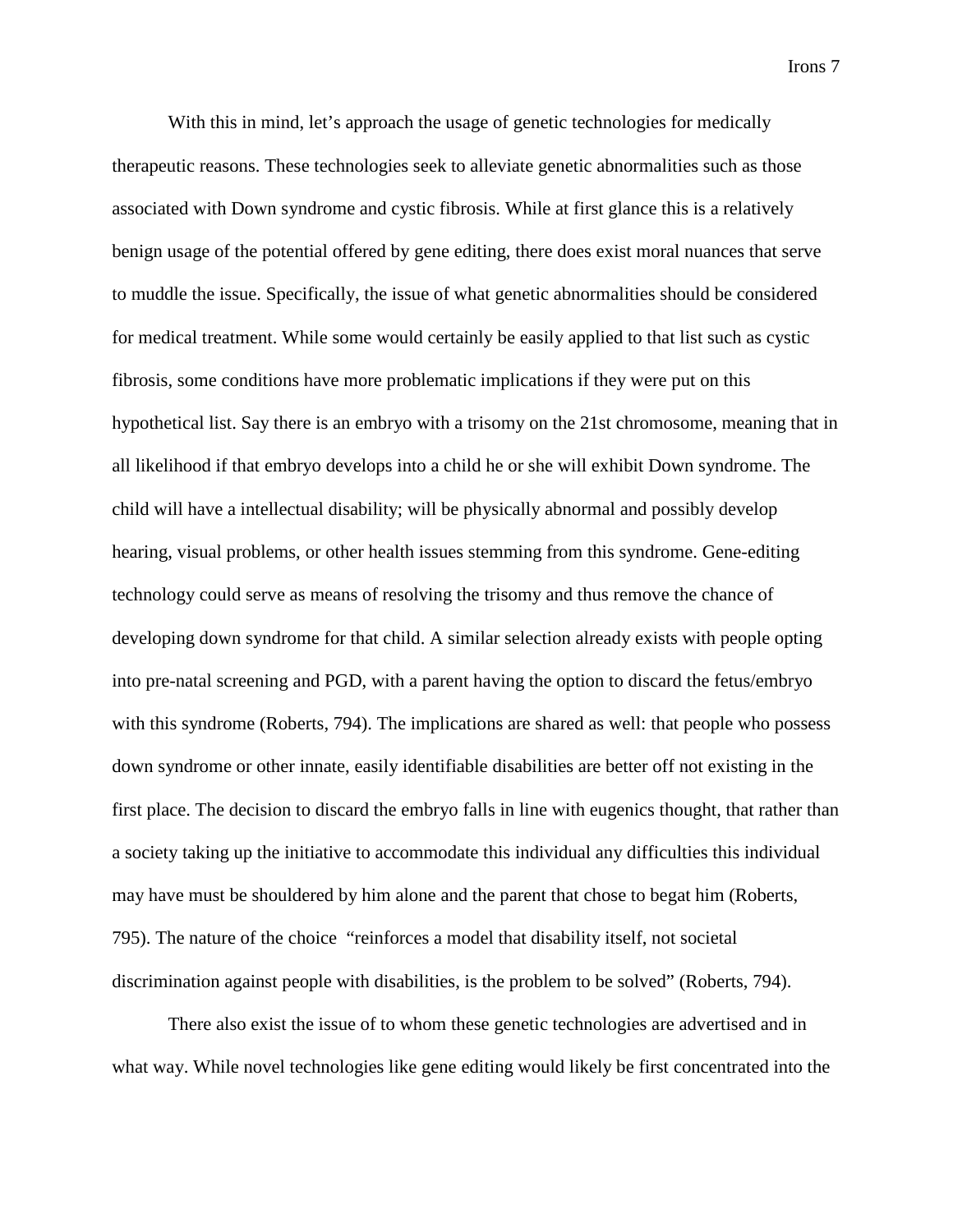With this in mind, let's approach the usage of genetic technologies for medically therapeutic reasons. These technologies seek to alleviate genetic abnormalities such as those associated with Down syndrome and cystic fibrosis. While at first glance this is a relatively benign usage of the potential offered by gene editing, there does exist moral nuances that serve to muddle the issue. Specifically, the issue of what genetic abnormalities should be considered for medical treatment. While some would certainly be easily applied to that list such as cystic fibrosis, some conditions have more problematic implications if they were put on this hypothetical list. Say there is an embryo with a trisomy on the 21st chromosome, meaning that in all likelihood if that embryo develops into a child he or she will exhibit Down syndrome. The child will have a intellectual disability; will be physically abnormal and possibly develop hearing, visual problems, or other health issues stemming from this syndrome. Gene-editing technology could serve as means of resolving the trisomy and thus remove the chance of developing down syndrome for that child. A similar selection already exists with people opting into pre-natal screening and PGD, with a parent having the option to discard the fetus/embryo with this syndrome (Roberts, 794). The implications are shared as well: that people who possess down syndrome or other innate, easily identifiable disabilities are better off not existing in the first place. The decision to discard the embryo falls in line with eugenics thought, that rather than a society taking up the initiative to accommodate this individual any difficulties this individual may have must be shouldered by him alone and the parent that chose to begat him (Roberts, 795). The nature of the choice "reinforces a model that disability itself, not societal discrimination against people with disabilities, is the problem to be solved" (Roberts, 794).

There also exist the issue of to whom these genetic technologies are advertised and in what way. While novel technologies like gene editing would likely be first concentrated into the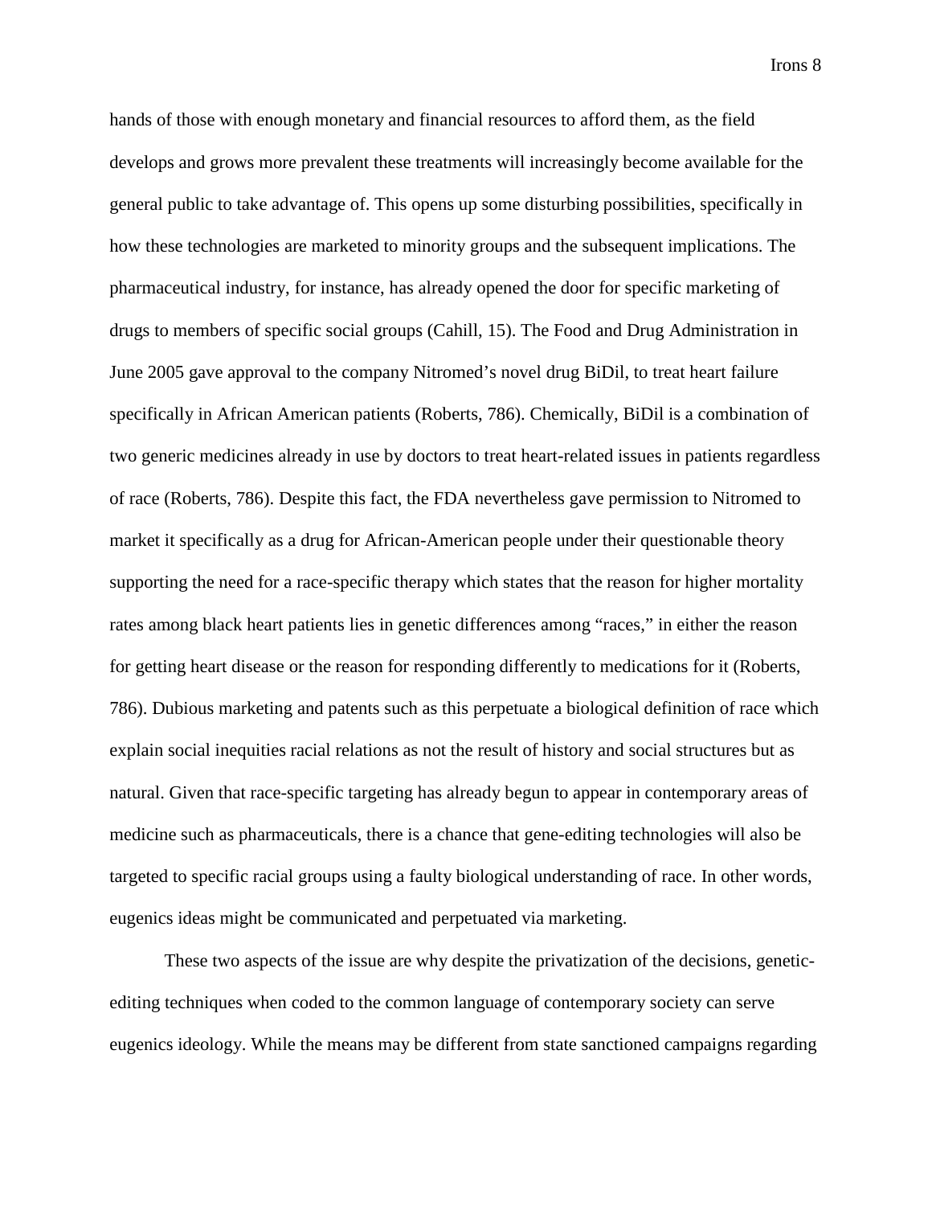hands of those with enough monetary and financial resources to afford them, as the field develops and grows more prevalent these treatments will increasingly become available for the general public to take advantage of. This opens up some disturbing possibilities, specifically in how these technologies are marketed to minority groups and the subsequent implications. The pharmaceutical industry, for instance, has already opened the door for specific marketing of drugs to members of specific social groups (Cahill, 15). The Food and Drug Administration in June 2005 gave approval to the company Nitromed's novel drug BiDil, to treat heart failure specifically in African American patients (Roberts, 786). Chemically, BiDil is a combination of two generic medicines already in use by doctors to treat heart-related issues in patients regardless of race (Roberts, 786). Despite this fact, the FDA nevertheless gave permission to Nitromed to market it specifically as a drug for African-American people under their questionable theory supporting the need for a race-specific therapy which states that the reason for higher mortality rates among black heart patients lies in genetic differences among "races," in either the reason for getting heart disease or the reason for responding differently to medications for it (Roberts, 786). Dubious marketing and patents such as this perpetuate a biological definition of race which explain social inequities racial relations as not the result of history and social structures but as natural. Given that race-specific targeting has already begun to appear in contemporary areas of medicine such as pharmaceuticals, there is a chance that gene-editing technologies will also be targeted to specific racial groups using a faulty biological understanding of race. In other words, eugenics ideas might be communicated and perpetuated via marketing.

These two aspects of the issue are why despite the privatization of the decisions, genetic-editing techniques when coded to the common language of contemporary society can serve eugenics ideology. While the means may be different from state sanctioned campaigns regarding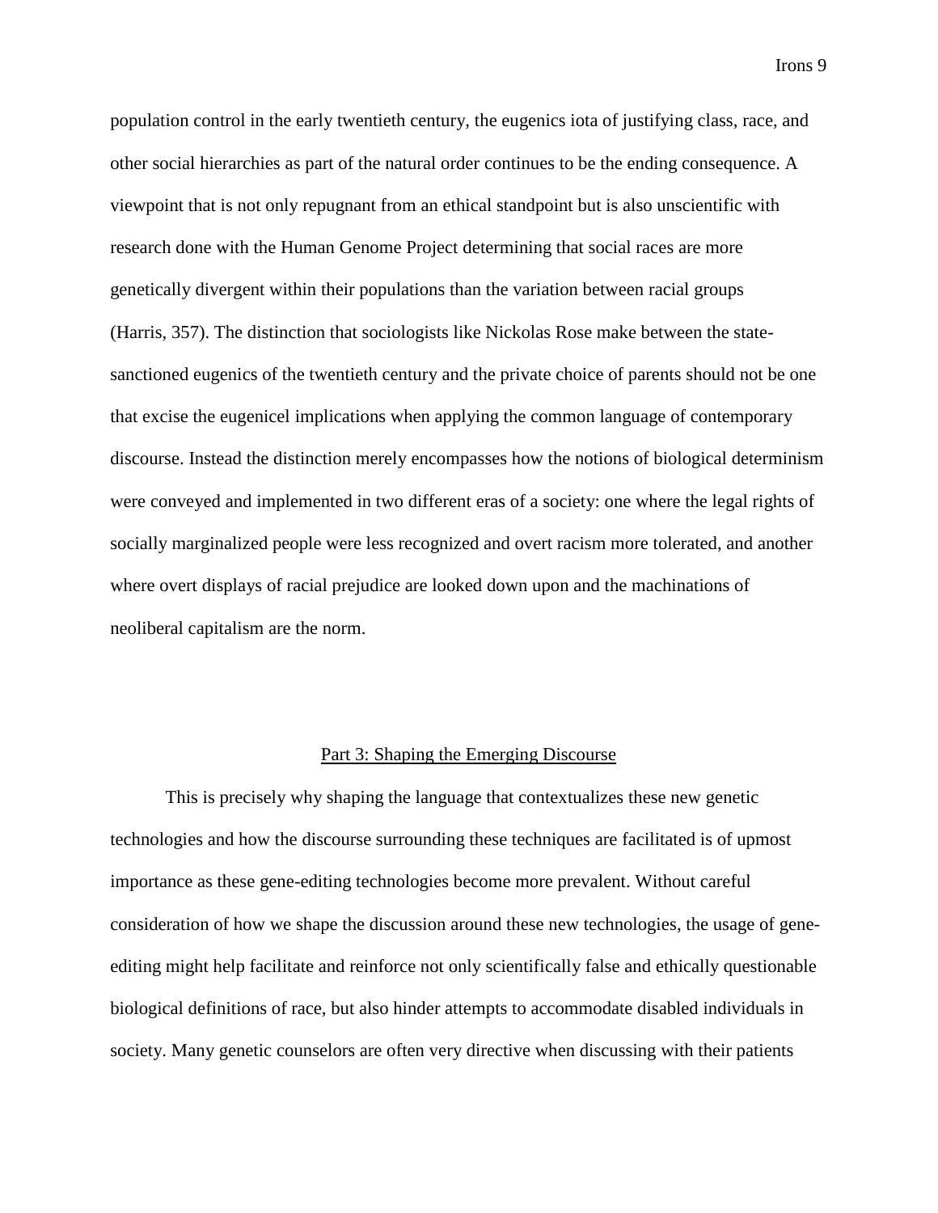population control in the early twentieth century, the eugenics iota of justifying class, race, and other social hierarchies as part of the natural order continues to be the ending consequence. A viewpoint that is not only repugnant from an ethical standpoint but is also unscientific with research done with the Human Genome Project determining that social races are more genetically divergent within their populations than the variation between racial groups (Harris, 357). The distinction that sociologists like Nickolas Rose make between the state-sanctioned eugenics of the twentieth century and the private choice of parents should not be one that excise the eugenicel implications when applying the common language of contemporary discourse. Instead the distinction merely encompasses how the notions of biological determinism were conveyed and implemented in two different eras of a society: one where the legal rights of socially marginalized people were less recognized and overt racism more tolerated, and another where overt displays of racial prejudice are looked down upon and the machinations of neoliberal capitalism are the norm.

## Part 3: Shaping the Emerging Discourse

This is precisely why shaping the language that contextualizes these new genetic technologies and how the discourse surrounding these techniques are facilitated is of upmost importance as these gene-editing technologies become more prevalent. Without careful consideration of how we shape the discussion around these new technologies, the usage of gene-editing might help facilitate and reinforce not only scientifically false and ethically questionable biological definitions of race, but also hinder attempts to accommodate disabled individuals in society. Many genetic counselors are often very directive when discussing with their patients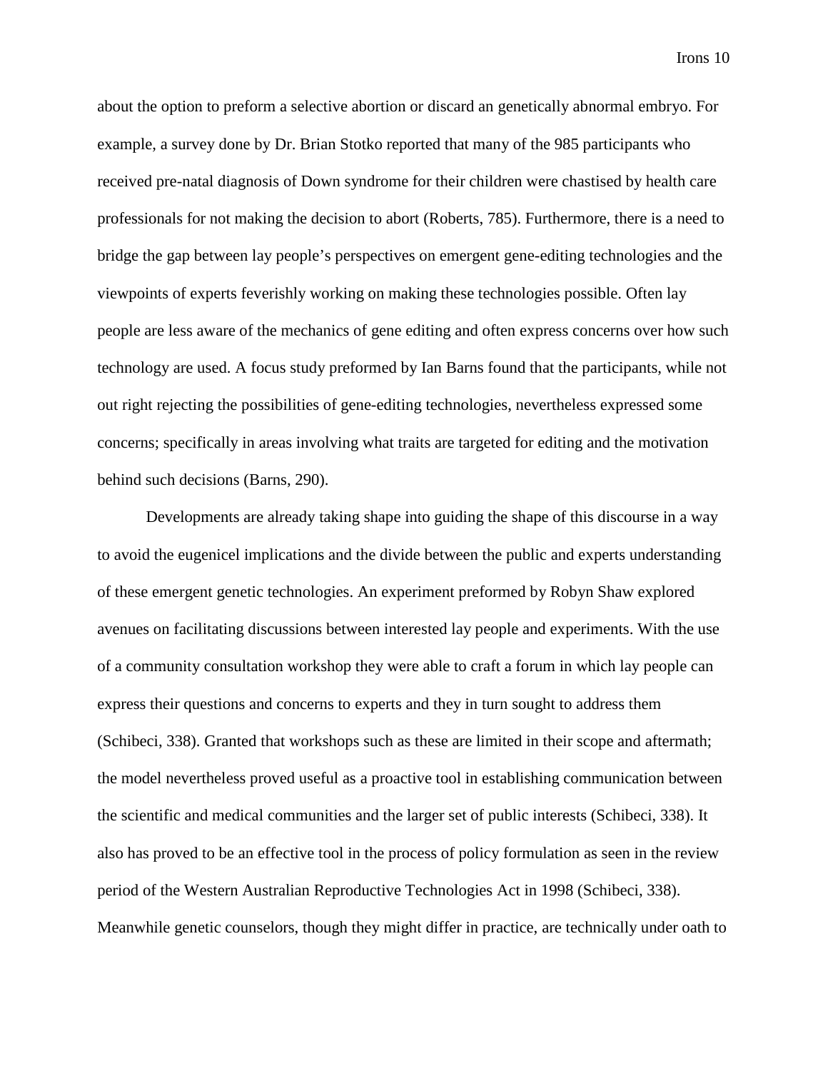about the option to preform a selective abortion or discard an genetically abnormal embryo. For example, a survey done by Dr. Brian Stotko reported that many of the 985 participants who received pre-natal diagnosis of Down syndrome for their children were chastised by health care professionals for not making the decision to abort (Roberts, 785). Furthermore, there is a need to bridge the gap between lay people's perspectives on emergent gene-editing technologies and the viewpoints of experts feverishly working on making these technologies possible. Often lay people are less aware of the mechanics of gene editing and often express concerns over how such technology are used. A focus study preformed by Ian Barns found that the participants, while not out right rejecting the possibilities of gene-editing technologies, nevertheless expressed some concerns; specifically in areas involving what traits are targeted for editing and the motivation behind such decisions (Barns, 290).

Developments are already taking shape into guiding the shape of this discourse in a way to avoid the eugenicel implications and the divide between the public and experts understanding of these emergent genetic technologies. An experiment preformed by Robyn Shaw explored avenues on facilitating discussions between interested lay people and experiments. With the use of a community consultation workshop they were able to craft a forum in which lay people can express their questions and concerns to experts and they in turn sought to address them (Schibeci, 338). Granted that workshops such as these are limited in their scope and aftermath; the model nevertheless proved useful as a proactive tool in establishing communication between the scientific and medical communities and the larger set of public interests (Schibeci, 338). It also has proved to be an effective tool in the process of policy formulation as seen in the review period of the Western Australian Reproductive Technologies Act in 1998 (Schibeci, 338). Meanwhile genetic counselors, though they might differ in practice, are technically under oath to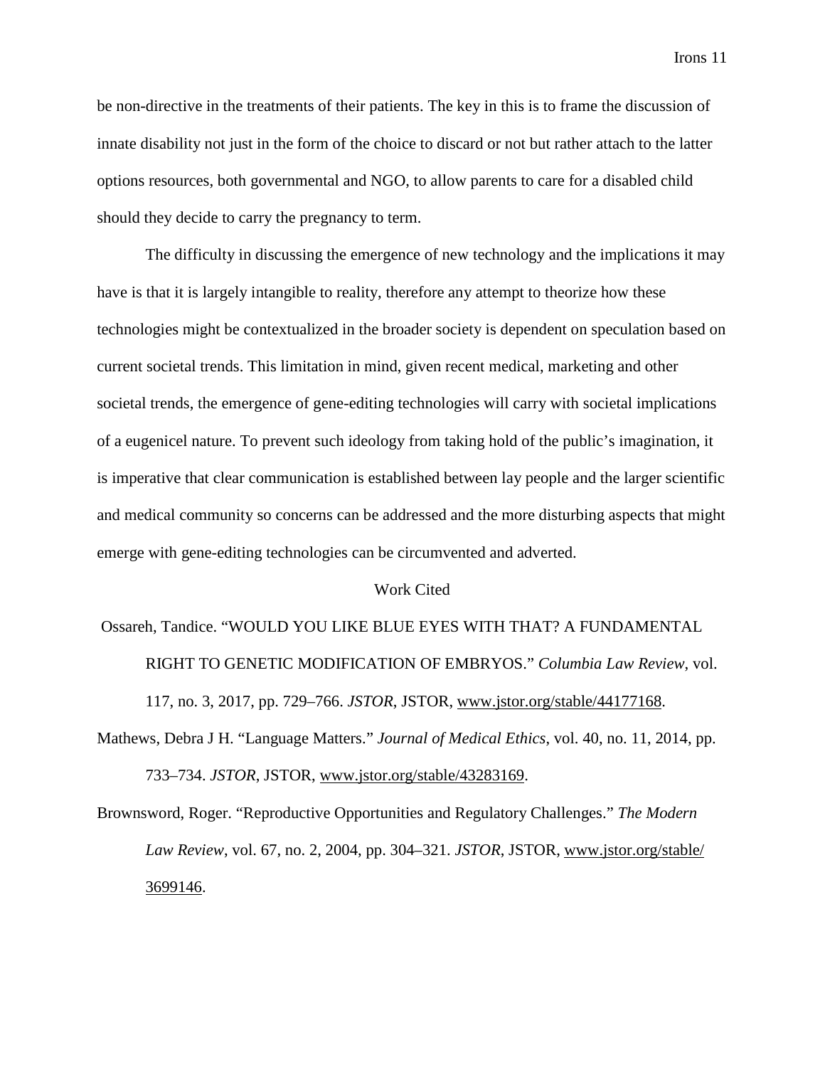be non-directive in the treatments of their patients. The key in this is to frame the discussion of innate disability not just in the form of the choice to discard or not but rather attach to the latter options resources, both governmental and NGO, to allow parents to care for a disabled child should they decide to carry the pregnancy to term.

The difficulty in discussing the emergence of new technology and the implications it may have is that it is largely intangible to reality, therefore any attempt to theorize how these technologies might be contextualized in the broader society is dependent on speculation based on current societal trends. This limitation in mind, given recent medical, marketing and other societal trends, the emergence of gene-editing technologies will carry with societal implications of a eugenicel nature. To prevent such ideology from taking hold of the public's imagination, it is imperative that clear communication is established between lay people and the larger scientific and medical community so concerns can be addressed and the more disturbing aspects that might emerge with gene-editing technologies can be circumvented and adverted.

## Work Cited

Ossareh, Tandice. "WOULD YOU LIKE BLUE EYES WITH THAT? A FUNDAMENTAL RIGHT TO GENETIC MODIFICATION OF EMBRYOS." *Columbia Law Review*, vol. 117, no. 3, 2017, pp. 729–766. *JSTOR*, JSTOR, www.jstor.org/stable/44177168.

Mathews, Debra J H. "Language Matters." *Journal of Medical Ethics*, vol. 40, no. 11, 2014, pp. 733–734. *JSTOR*, JSTOR, www.jstor.org/stable/43283169.

Brownsword, Roger. "Reproductive Opportunities and Regulatory Challenges." *The Modern Law Review*, vol. 67, no. 2, 2004, pp. 304–321. *JSTOR*, JSTOR, www.jstor.org/stable/3699146.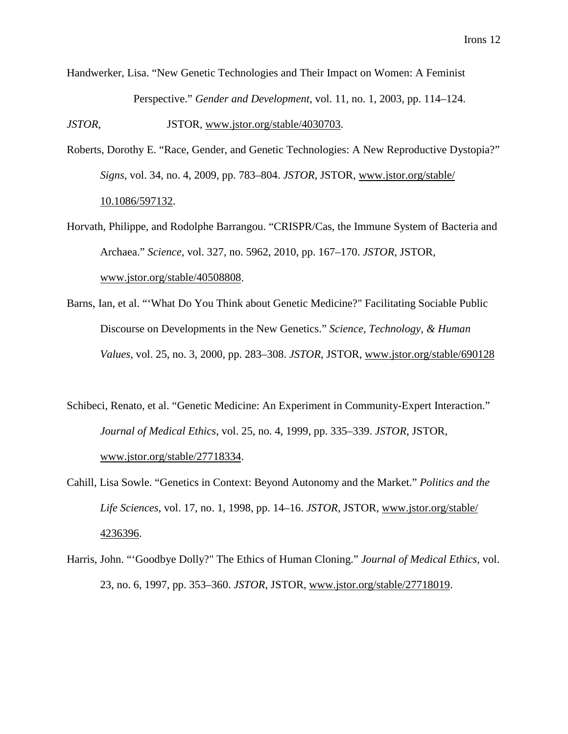Handwerker, Lisa. “New Genetic Technologies and Their Impact on Women: A Feminist Perspective.” *Gender and Development*, vol. 11, no. 1, 2003, pp. 114–124. *JSTOR*, JSTOR, www.jstor.org/stable/4030703.

Roberts, Dorothy E. “Race, Gender, and Genetic Technologies: A New Reproductive Dystopia?” *Signs*, vol. 34, no. 4, 2009, pp. 783–804. *JSTOR*, JSTOR, www.jstor.org/stable/10.1086/597132.

Horvath, Philippe, and Rodolphe Barrangou. “CRISPR/Cas, the Immune System of Bacteria and Archaea.” *Science*, vol. 327, no. 5962, 2010, pp. 167–170. *JSTOR*, JSTOR, www.jstor.org/stable/40508808.

Barns, Ian, et al. “‘What Do You Think about Genetic Medicine?" Facilitating Sociable Public Discourse on Developments in the New Genetics.” *Science, Technology, & Human Values*, vol. 25, no. 3, 2000, pp. 283–308. *JSTOR*, JSTOR, www.jstor.org/stable/690128

Schibeci, Renato, et al. “Genetic Medicine: An Experiment in Community-Expert Interaction.” *Journal of Medical Ethics*, vol. 25, no. 4, 1999, pp. 335–339. *JSTOR*, JSTOR, www.jstor.org/stable/27718334.

Cahill, Lisa Sowle. “Genetics in Context: Beyond Autonomy and the Market.” *Politics and the Life Sciences*, vol. 17, no. 1, 1998, pp. 14–16. *JSTOR*, JSTOR, www.jstor.org/stable/4236396.

Harris, John. “‘Goodbye Dolly?" The Ethics of Human Cloning.” *Journal of Medical Ethics*, vol. 23, no. 6, 1997, pp. 353–360. *JSTOR*, JSTOR, www.jstor.org/stable/27718019.